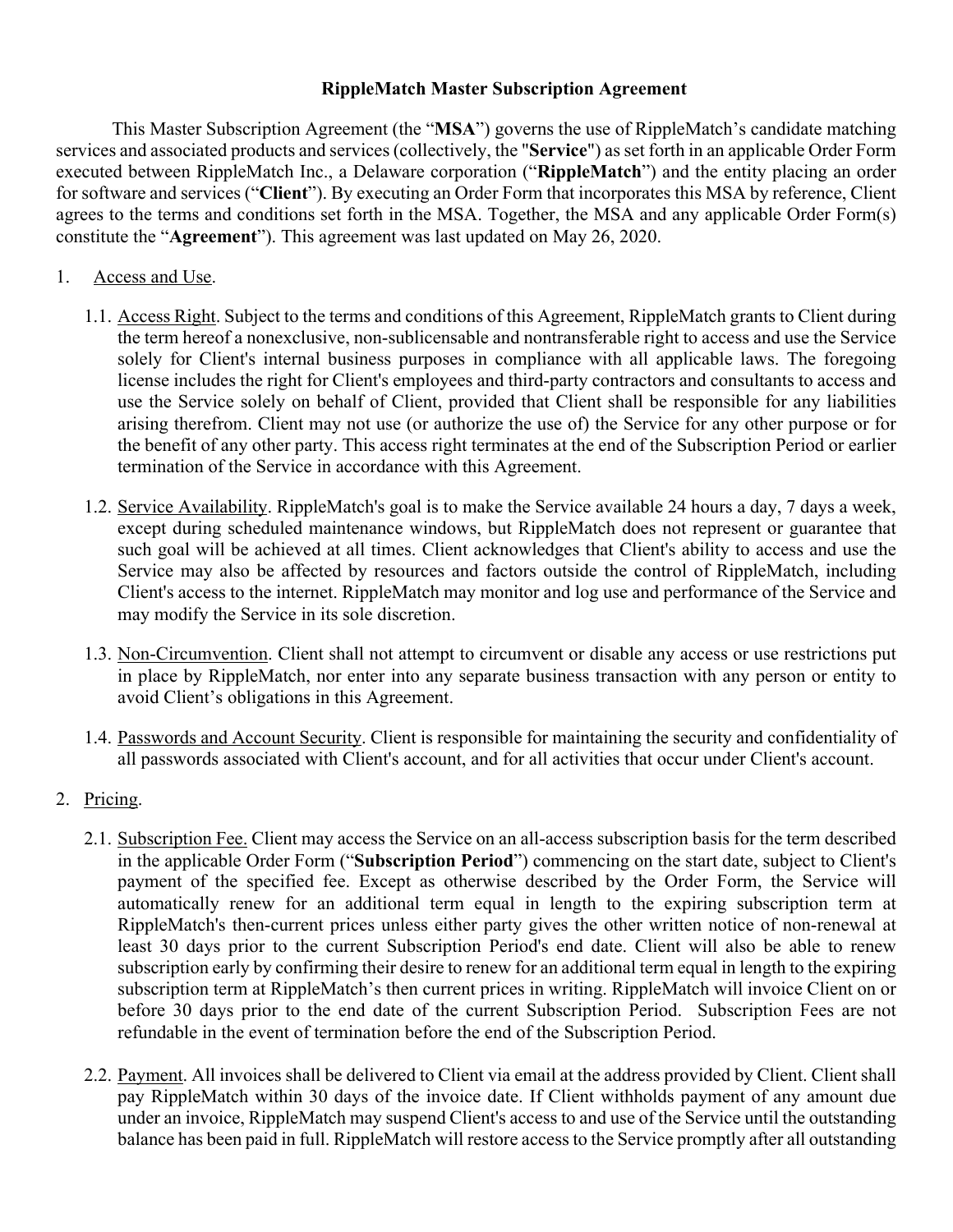# RippleMatch Master Subscription Agreement

This Master Subscription Agreement (the "**MSA**") governs the use of RippleMatch's candidate matching services and associated products and services (collectively, the "**Service**") as set forth in an applicable Order Form executed between RippleMatch Inc., a Delaware corporation ("**RippleMatch**") and the entity placing an order for software and services ("**Client**"). By executing an Order Form that incorporates this MSA by reference, Client agrees to the terms and conditions set forth in the MSA. Together, the MSA and any applicable Order Form(s) constitute the "**Agreement**"). This agreement was last updated on May 26, 2020.

1. Access and Use.

   1.1. Access Right. Subject to the terms and conditions of this Agreement, RippleMatch grants to Client during the term hereof a nonexclusive, non-sublicensable and nontransferable right to access and use the Service solely for Client's internal business purposes in compliance with all applicable laws. The foregoing license includes the right for Client's employees and third-party contractors and consultants to access and use the Service solely on behalf of Client, provided that Client shall be responsible for any liabilities arising therefrom. Client may not use (or authorize the use of) the Service for any other purpose or for the benefit of any other party. This access right terminates at the end of the Subscription Period or earlier termination of the Service in accordance with this Agreement.

   1.2. Service Availability. RippleMatch's goal is to make the Service available 24 hours a day, 7 days a week, except during scheduled maintenance windows, but RippleMatch does not represent or guarantee that such goal will be achieved at all times. Client acknowledges that Client's ability to access and use the Service may also be affected by resources and factors outside the control of RippleMatch, including Client's access to the internet. RippleMatch may monitor and log use and performance of the Service and may modify the Service in its sole discretion.

   1.3. Non-Circumvention. Client shall not attempt to circumvent or disable any access or use restrictions put in place by RippleMatch, nor enter into any separate business transaction with any person or entity to avoid Client's obligations in this Agreement.

   1.4. Passwords and Account Security. Client is responsible for maintaining the security and confidentiality of all passwords associated with Client's account, and for all activities that occur under Client's account.

2. Pricing.

   2.1. Subscription Fee. Client may access the Service on an all-access subscription basis for the term described in the applicable Order Form ("**Subscription Period**") commencing on the start date, subject to Client's payment of the specified fee. Except as otherwise described by the Order Form, the Service will automatically renew for an additional term equal in length to the expiring subscription term at RippleMatch's then-current prices unless either party gives the other written notice of non-renewal at least 30 days prior to the current Subscription Period's end date. Client will also be able to renew subscription early by confirming their desire to renew for an additional term equal in length to the expiring subscription term at RippleMatch's then current prices in writing. RippleMatch will invoice Client on or before 30 days prior to the end date of the current Subscription Period. Subscription Fees are not refundable in the event of termination before the end of the Subscription Period.

   2.2. Payment. All invoices shall be delivered to Client via email at the address provided by Client. Client shall pay RippleMatch within 30 days of the invoice date. If Client withholds payment of any amount due under an invoice, RippleMatch may suspend Client's access to and use of the Service until the outstanding balance has been paid in full. RippleMatch will restore access to the Service promptly after all outstanding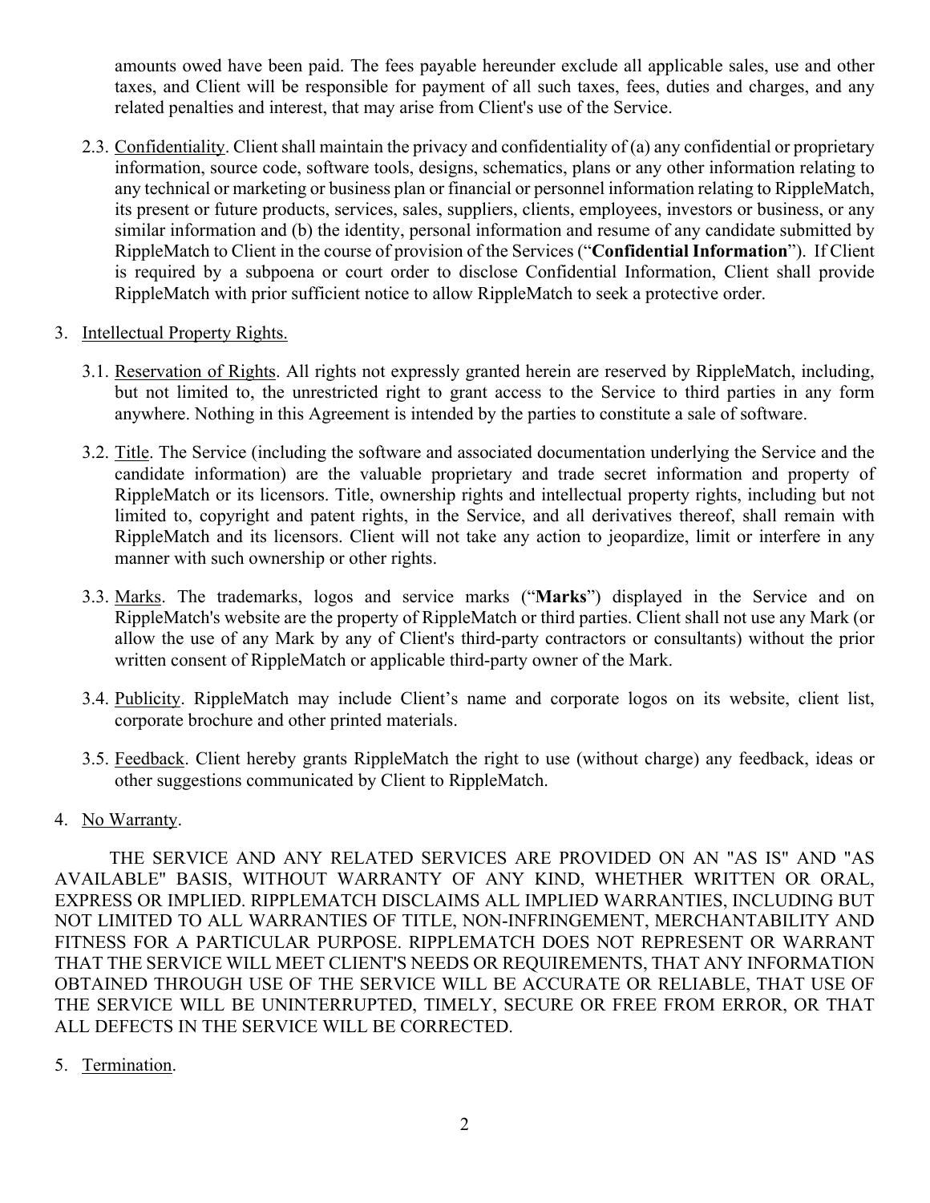amounts owed have been paid. The fees payable hereunder exclude all applicable sales, use and other taxes, and Client will be responsible for payment of all such taxes, fees, duties and charges, and any related penalties and interest, that may arise from Client's use of the Service.

2.3. Confidentiality. Client shall maintain the privacy and confidentiality of (a) any confidential or proprietary information, source code, software tools, designs, schematics, plans or any other information relating to any technical or marketing or business plan or financial or personnel information relating to RippleMatch, its present or future products, services, sales, suppliers, clients, employees, investors or business, or any similar information and (b) the identity, personal information and resume of any candidate submitted by RippleMatch to Client in the course of provision of the Services ("**Confidential Information**"). If Client is required by a subpoena or court order to disclose Confidential Information, Client shall provide RippleMatch with prior sufficient notice to allow RippleMatch to seek a protective order.

3. Intellectual Property Rights.

3.1. Reservation of Rights. All rights not expressly granted herein are reserved by RippleMatch, including, but not limited to, the unrestricted right to grant access to the Service to third parties in any form anywhere. Nothing in this Agreement is intended by the parties to constitute a sale of software.

3.2. Title. The Service (including the software and associated documentation underlying the Service and the candidate information) are the valuable proprietary and trade secret information and property of RippleMatch or its licensors. Title, ownership rights and intellectual property rights, including but not limited to, copyright and patent rights, in the Service, and all derivatives thereof, shall remain with RippleMatch and its licensors. Client will not take any action to jeopardize, limit or interfere in any manner with such ownership or other rights.

3.3. Marks. The trademarks, logos and service marks ("**Marks**") displayed in the Service and on RippleMatch's website are the property of RippleMatch or third parties. Client shall not use any Mark (or allow the use of any Mark by any of Client's third-party contractors or consultants) without the prior written consent of RippleMatch or applicable third-party owner of the Mark.

3.4. Publicity. RippleMatch may include Client's name and corporate logos on its website, client list, corporate brochure and other printed materials.

3.5. Feedback. Client hereby grants RippleMatch the right to use (without charge) any feedback, ideas or other suggestions communicated by Client to RippleMatch.

4. No Warranty.

THE SERVICE AND ANY RELATED SERVICES ARE PROVIDED ON AN "AS IS" AND "AS AVAILABLE" BASIS, WITHOUT WARRANTY OF ANY KIND, WHETHER WRITTEN OR ORAL, EXPRESS OR IMPLIED. RIPPLEMATCH DISCLAIMS ALL IMPLIED WARRANTIES, INCLUDING BUT NOT LIMITED TO ALL WARRANTIES OF TITLE, NON-INFRINGEMENT, MERCHANTABILITY AND FITNESS FOR A PARTICULAR PURPOSE. RIPPLEMATCH DOES NOT REPRESENT OR WARRANT THAT THE SERVICE WILL MEET CLIENT'S NEEDS OR REQUIREMENTS, THAT ANY INFORMATION OBTAINED THROUGH USE OF THE SERVICE WILL BE ACCURATE OR RELIABLE, THAT USE OF THE SERVICE WILL BE UNINTERRUPTED, TIMELY, SECURE OR FREE FROM ERROR, OR THAT ALL DEFECTS IN THE SERVICE WILL BE CORRECTED.

5. Termination.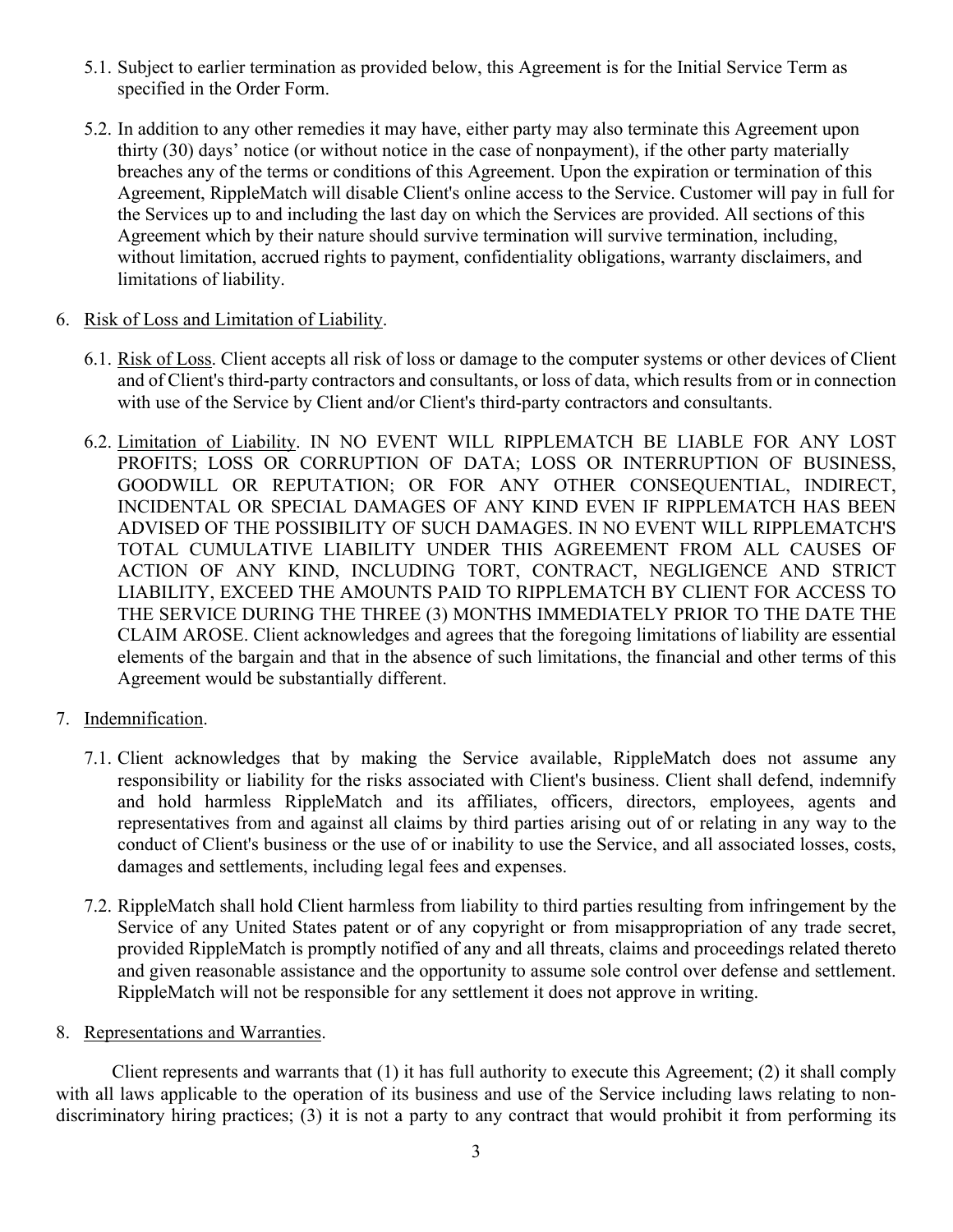5.1. Subject to earlier termination as provided below, this Agreement is for the Initial Service Term as specified in the Order Form.

5.2. In addition to any other remedies it may have, either party may also terminate this Agreement upon thirty (30) days' notice (or without notice in the case of nonpayment), if the other party materially breaches any of the terms or conditions of this Agreement. Upon the expiration or termination of this Agreement, RippleMatch will disable Client's online access to the Service. Customer will pay in full for the Services up to and including the last day on which the Services are provided. All sections of this Agreement which by their nature should survive termination will survive termination, including, without limitation, accrued rights to payment, confidentiality obligations, warranty disclaimers, and limitations of liability.

6. <u>Risk of Loss and Limitation of Liability</u>.

6.1. <u>Risk of Loss</u>. Client accepts all risk of loss or damage to the computer systems or other devices of Client and of Client's third-party contractors and consultants, or loss of data, which results from or in connection with use of the Service by Client and/or Client's third-party contractors and consultants.

6.2. <u>Limitation of Liability</u>. IN NO EVENT WILL RIPPLEMATCH BE LIABLE FOR ANY LOST PROFITS; LOSS OR CORRUPTION OF DATA; LOSS OR INTERRUPTION OF BUSINESS, GOODWILL OR REPUTATION; OR FOR ANY OTHER CONSEQUENTIAL, INDIRECT, INCIDENTAL OR SPECIAL DAMAGES OF ANY KIND EVEN IF RIPPLEMATCH HAS BEEN ADVISED OF THE POSSIBILITY OF SUCH DAMAGES. IN NO EVENT WILL RIPPLEMATCH'S TOTAL CUMULATIVE LIABILITY UNDER THIS AGREEMENT FROM ALL CAUSES OF ACTION OF ANY KIND, INCLUDING TORT, CONTRACT, NEGLIGENCE AND STRICT LIABILITY, EXCEED THE AMOUNTS PAID TO RIPPLEMATCH BY CLIENT FOR ACCESS TO THE SERVICE DURING THE THREE (3) MONTHS IMMEDIATELY PRIOR TO THE DATE THE CLAIM AROSE. Client acknowledges and agrees that the foregoing limitations of liability are essential elements of the bargain and that in the absence of such limitations, the financial and other terms of this Agreement would be substantially different.

7. <u>Indemnification</u>.

7.1. Client acknowledges that by making the Service available, RippleMatch does not assume any responsibility or liability for the risks associated with Client's business. Client shall defend, indemnify and hold harmless RippleMatch and its affiliates, officers, directors, employees, agents and representatives from and against all claims by third parties arising out of or relating in any way to the conduct of Client's business or the use of or inability to use the Service, and all associated losses, costs, damages and settlements, including legal fees and expenses.

7.2. RippleMatch shall hold Client harmless from liability to third parties resulting from infringement by the Service of any United States patent or of any copyright or from misappropriation of any trade secret, provided RippleMatch is promptly notified of any and all threats, claims and proceedings related thereto and given reasonable assistance and the opportunity to assume sole control over defense and settlement. RippleMatch will not be responsible for any settlement it does not approve in writing.

8. <u>Representations and Warranties</u>.

Client represents and warrants that (1) it has full authority to execute this Agreement; (2) it shall comply with all laws applicable to the operation of its business and use of the Service including laws relating to non-discriminatory hiring practices; (3) it is not a party to any contract that would prohibit it from performing its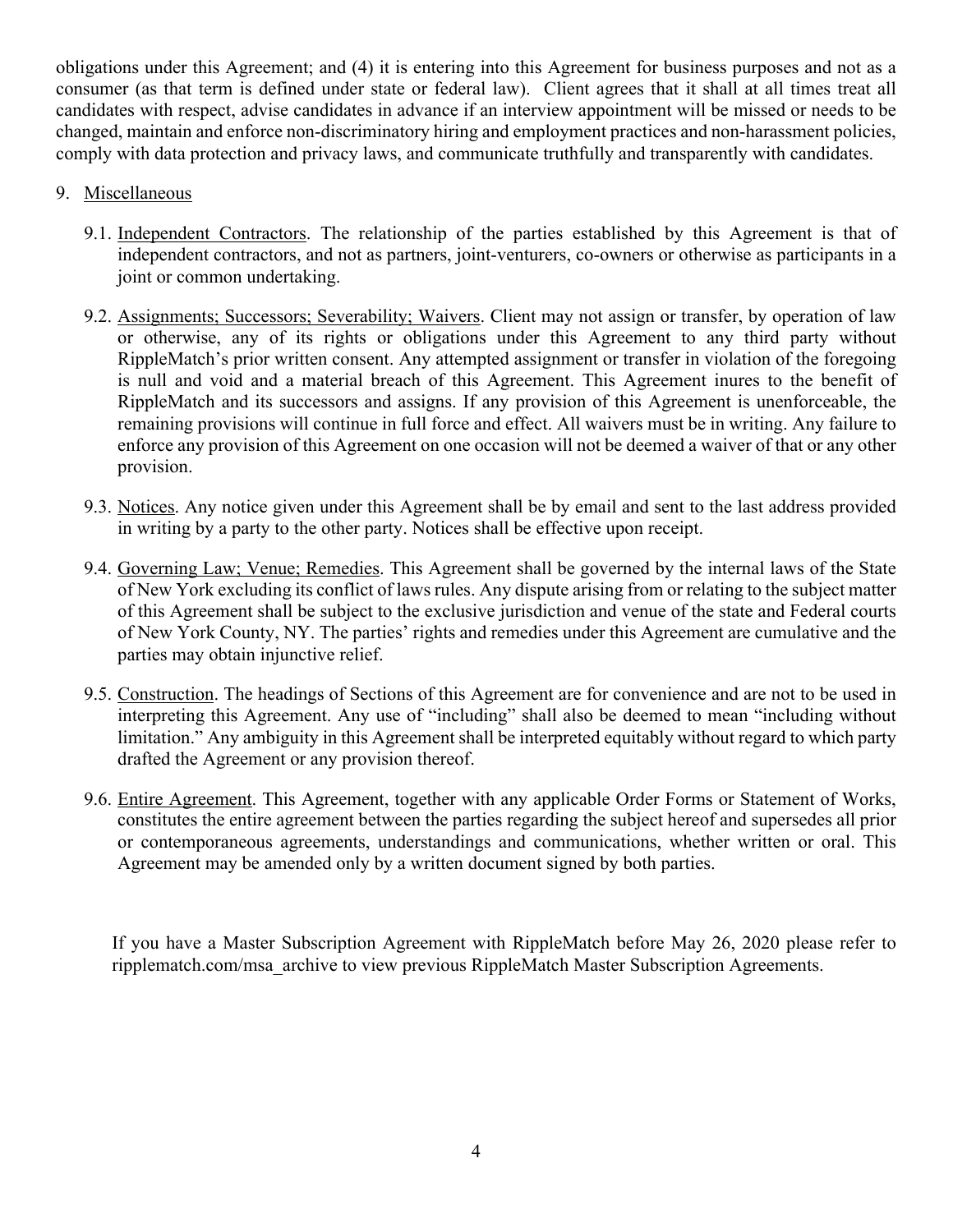obligations under this Agreement; and (4) it is entering into this Agreement for business purposes and not as a consumer (as that term is defined under state or federal law). Client agrees that it shall at all times treat all candidates with respect, advise candidates in advance if an interview appointment will be missed or needs to be changed, maintain and enforce non-discriminatory hiring and employment practices and non-harassment policies, comply with data protection and privacy laws, and communicate truthfully and transparently with candidates.

9. Miscellaneous

9.1. Independent Contractors. The relationship of the parties established by this Agreement is that of independent contractors, and not as partners, joint-venturers, co-owners or otherwise as participants in a joint or common undertaking.

9.2. Assignments; Successors; Severability; Waivers. Client may not assign or transfer, by operation of law or otherwise, any of its rights or obligations under this Agreement to any third party without RippleMatch's prior written consent. Any attempted assignment or transfer in violation of the foregoing is null and void and a material breach of this Agreement. This Agreement inures to the benefit of RippleMatch and its successors and assigns. If any provision of this Agreement is unenforceable, the remaining provisions will continue in full force and effect. All waivers must be in writing. Any failure to enforce any provision of this Agreement on one occasion will not be deemed a waiver of that or any other provision.

9.3. Notices. Any notice given under this Agreement shall be by email and sent to the last address provided in writing by a party to the other party. Notices shall be effective upon receipt.

9.4. Governing Law; Venue; Remedies. This Agreement shall be governed by the internal laws of the State of New York excluding its conflict of laws rules. Any dispute arising from or relating to the subject matter of this Agreement shall be subject to the exclusive jurisdiction and venue of the state and Federal courts of New York County, NY. The parties' rights and remedies under this Agreement are cumulative and the parties may obtain injunctive relief.

9.5. Construction. The headings of Sections of this Agreement are for convenience and are not to be used in interpreting this Agreement. Any use of "including" shall also be deemed to mean "including without limitation." Any ambiguity in this Agreement shall be interpreted equitably without regard to which party drafted the Agreement or any provision thereof.

9.6. Entire Agreement. This Agreement, together with any applicable Order Forms or Statement of Works, constitutes the entire agreement between the parties regarding the subject hereof and supersedes all prior or contemporaneous agreements, understandings and communications, whether written or oral. This Agreement may be amended only by a written document signed by both parties.

If you have a Master Subscription Agreement with RippleMatch before May 26, 2020 please refer to ripplematch.com/msa_archive to view previous RippleMatch Master Subscription Agreements.